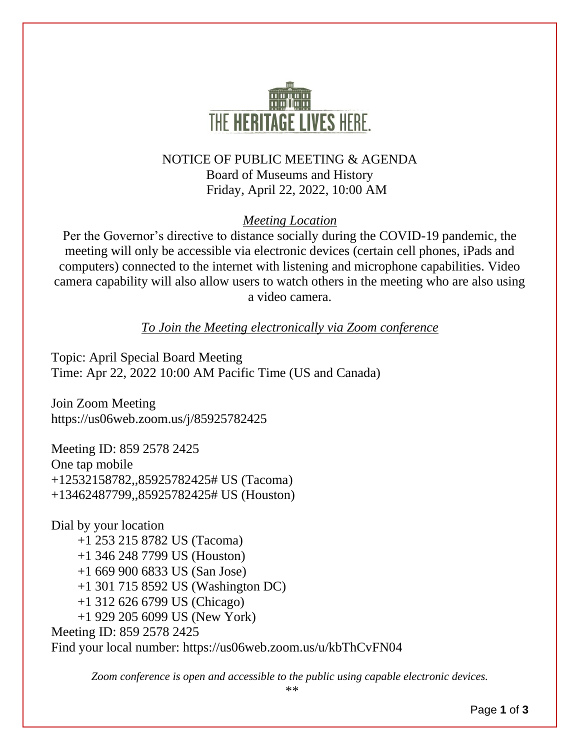THE HERITAGE LIVES HERE.

# NOTICE OF PUBLIC MEETING & AGENDA

Board of Museums and History
Friday, April 22, 2022, 10:00 AM

## *Meeting Location*

Per the Governor's directive to distance socially during the COVID-19 pandemic, the meeting will only be accessible via electronic devices (certain cell phones, iPads and computers) connected to the internet with listening and microphone capabilities. Video camera capability will also allow users to watch others in the meeting who are also using a video camera.

## *To Join the Meeting electronically via Zoom conference*

Topic: April Special Board Meeting
Time: Apr 22, 2022 10:00 AM Pacific Time (US and Canada)

Join Zoom Meeting
https://us06web.zoom.us/j/85925782425

Meeting ID: 859 2578 2425
One tap mobile
+12532158782,,85925782425# US (Tacoma)
+13462487799,,85925782425# US (Houston)

Dial by your location
- +1 253 215 8782 US (Tacoma)
- +1 346 248 7799 US (Houston)
- +1 669 900 6833 US (San Jose)
- +1 301 715 8592 US (Washington DC)
- +1 312 626 6799 US (Chicago)
- +1 929 205 6099 US (New York)

Meeting ID: 859 2578 2425
Find your local number: https://us06web.zoom.us/u/kbThCvFN04

*Zoom conference is open and accessible to the public using capable electronic devices.*

**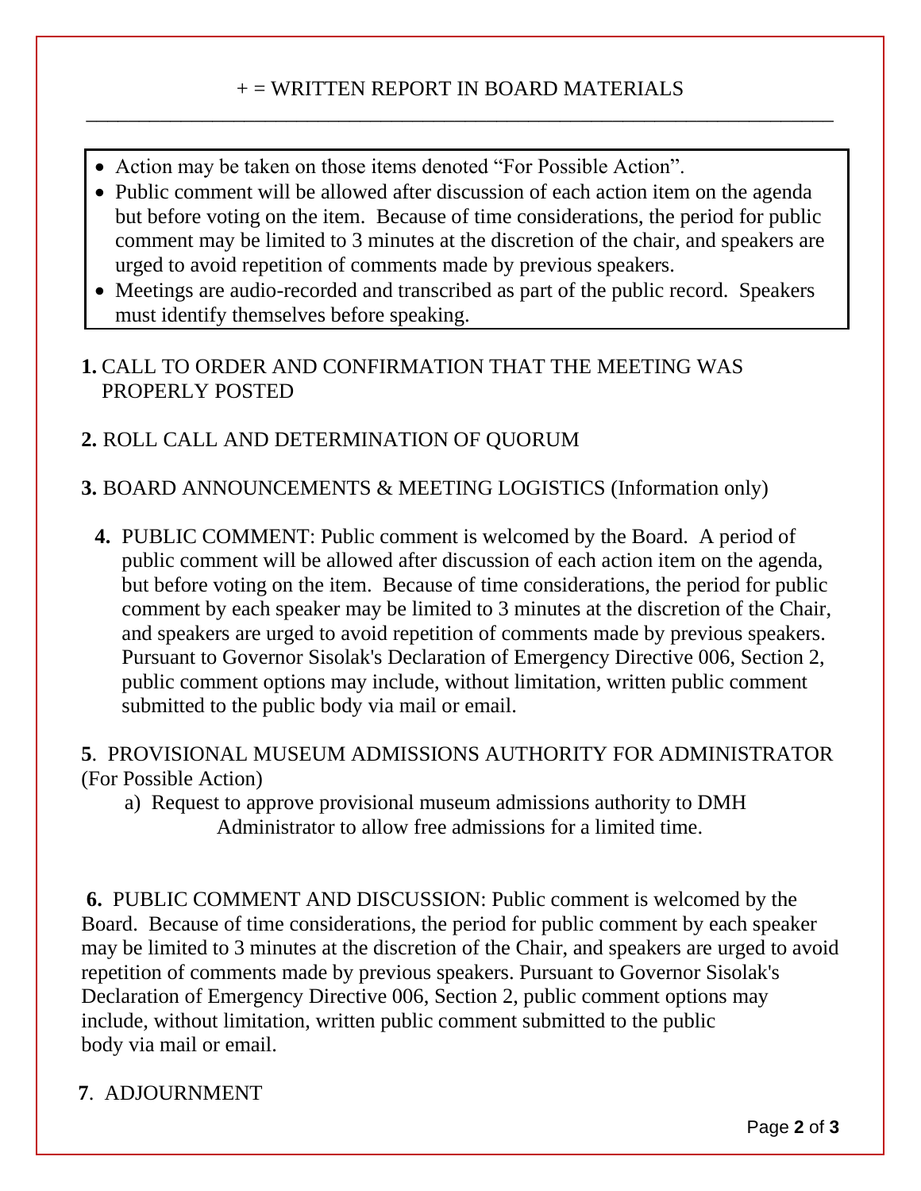+ = WRITTEN REPORT IN BOARD MATERIALS

---

- Action may be taken on those items denoted "For Possible Action".
- Public comment will be allowed after discussion of each action item on the agenda but before voting on the item. Because of time considerations, the period for public comment may be limited to 3 minutes at the discretion of the chair, and speakers are urged to avoid repetition of comments made by previous speakers.
- Meetings are audio-recorded and transcribed as part of the public record. Speakers must identify themselves before speaking.

**1.** CALL TO ORDER AND CONFIRMATION THAT THE MEETING WAS PROPERLY POSTED

**2.** ROLL CALL AND DETERMINATION OF QUORUM

**3.** BOARD ANNOUNCEMENTS & MEETING LOGISTICS (Information only)

**4.** PUBLIC COMMENT: Public comment is welcomed by the Board. A period of public comment will be allowed after discussion of each action item on the agenda, but before voting on the item. Because of time considerations, the period for public comment by each speaker may be limited to 3 minutes at the discretion of the Chair, and speakers are urged to avoid repetition of comments made by previous speakers. Pursuant to Governor Sisolak's Declaration of Emergency Directive 006, Section 2, public comment options may include, without limitation, written public comment submitted to the public body via mail or email.

**5**. PROVISIONAL MUSEUM ADMISSIONS AUTHORITY FOR ADMINISTRATOR (For Possible Action)

a) Request to approve provisional museum admissions authority to DMH Administrator to allow free admissions for a limited time.

**6.** PUBLIC COMMENT AND DISCUSSION: Public comment is welcomed by the Board. Because of time considerations, the period for public comment by each speaker may be limited to 3 minutes at the discretion of the Chair, and speakers are urged to avoid repetition of comments made by previous speakers. Pursuant to Governor Sisolak's Declaration of Emergency Directive 006, Section 2, public comment options may include, without limitation, written public comment submitted to the public body via mail or email.

**7**. ADJOURNMENT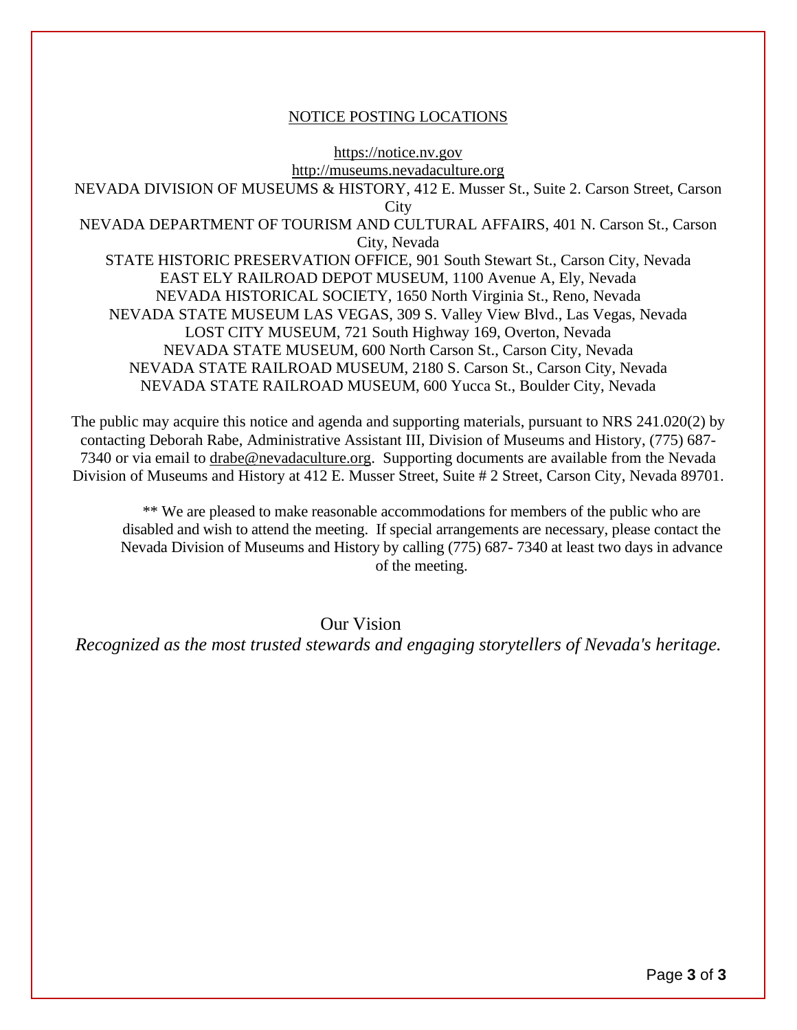## NOTICE POSTING LOCATIONS

https://notice.nv.gov
http://museums.nevadaculture.org
NEVADA DIVISION OF MUSEUMS & HISTORY, 412 E. Musser St., Suite 2. Carson Street, Carson City
NEVADA DEPARTMENT OF TOURISM AND CULTURAL AFFAIRS, 401 N. Carson St., Carson City, Nevada
STATE HISTORIC PRESERVATION OFFICE, 901 South Stewart St., Carson City, Nevada
EAST ELY RAILROAD DEPOT MUSEUM, 1100 Avenue A, Ely, Nevada
NEVADA HISTORICAL SOCIETY, 1650 North Virginia St., Reno, Nevada
NEVADA STATE MUSEUM LAS VEGAS, 309 S. Valley View Blvd., Las Vegas, Nevada
LOST CITY MUSEUM, 721 South Highway 169, Overton, Nevada
NEVADA STATE MUSEUM, 600 North Carson St., Carson City, Nevada
NEVADA STATE RAILROAD MUSEUM, 2180 S. Carson St., Carson City, Nevada
NEVADA STATE RAILROAD MUSEUM, 600 Yucca St., Boulder City, Nevada

The public may acquire this notice and agenda and supporting materials, pursuant to NRS 241.020(2) by contacting Deborah Rabe, Administrative Assistant III, Division of Museums and History, (775) 687-7340 or via email to drabe@nevadaculture.org. Supporting documents are available from the Nevada Division of Museums and History at 412 E. Musser Street, Suite # 2 Street, Carson City, Nevada 89701.

** We are pleased to make reasonable accommodations for members of the public who are disabled and wish to attend the meeting. If special arrangements are necessary, please contact the Nevada Division of Museums and History by calling (775) 687- 7340 at least two days in advance of the meeting.

Our Vision

*Recognized as the most trusted stewards and engaging storytellers of Nevada's heritage.*